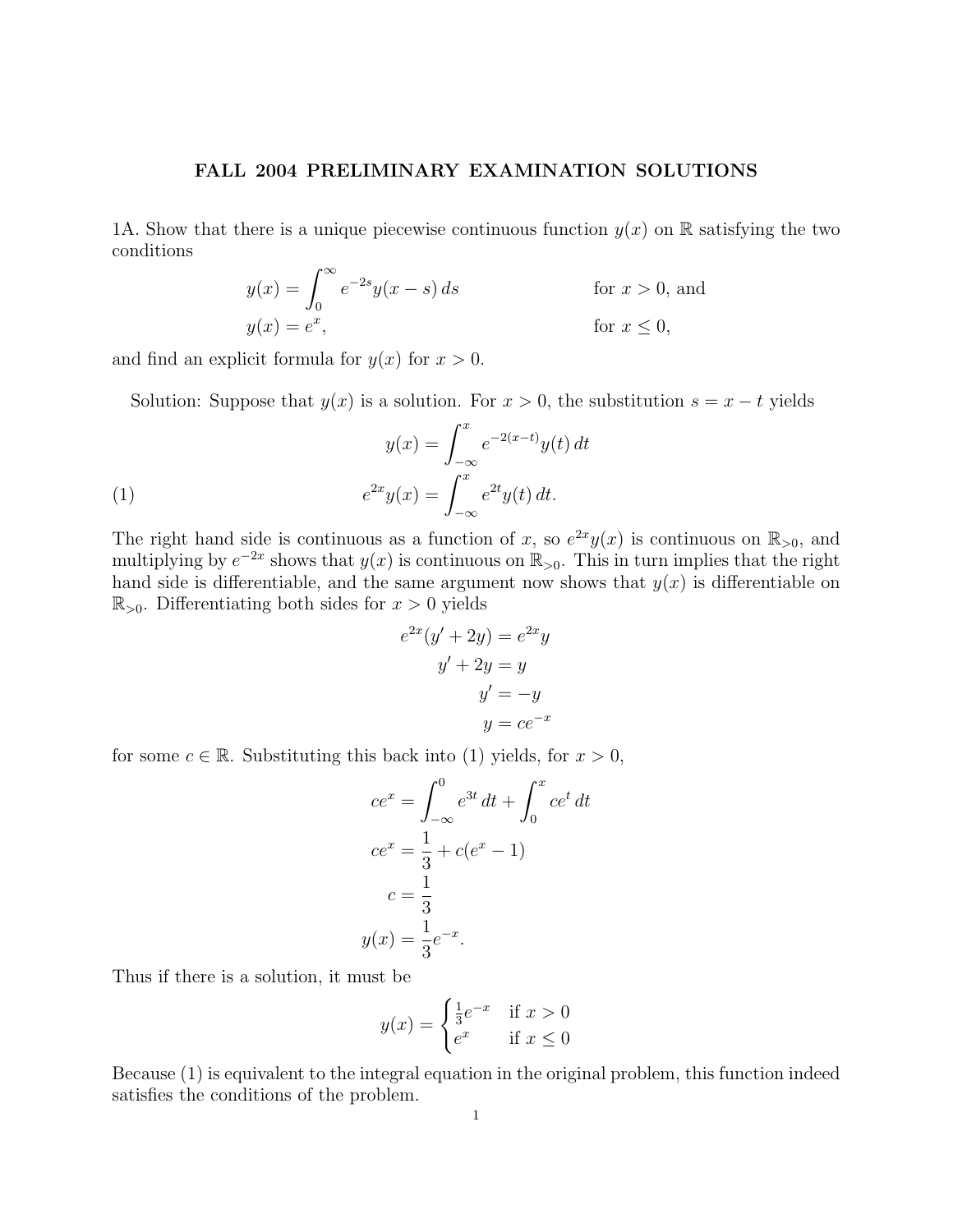# FALL 2004 PRELIMINARY EXAMINATION SOLUTIONS

1A. Show that there is a unique piecewise continuous function $y(x)$ on $\mathbb{R}$ satisfying the two conditions

$$
\begin{aligned}
y(x) &= \int_0^\infty e^{-2s} y(x-s)\, ds && \text{for } x > 0, \text{ and} \\
y(x) &= e^x, && \text{for } x \le 0,
\end{aligned}
$$

and find an explicit formula for $y(x)$ for $x > 0$.

Solution: Suppose that $y(x)$ is a solution. For $x > 0$, the substitution $s = x - t$ yields

$$
y(x) = \int_{-\infty}^{x} e^{-2(x-t)} y(t)\, dt
$$

$$
e^{2x} y(x) = \int_{-\infty}^{x} e^{2t} y(t)\, dt. \tag{1}
$$

The right hand side is continuous as a function of $x$, so $e^{2x}y(x)$ is continuous on $\mathbb{R}_{>0}$, and multiplying by $e^{-2x}$ shows that $y(x)$ is continuous on $\mathbb{R}_{>0}$. This in turn implies that the right hand side is differentiable, and the same argument now shows that $y(x)$ is differentiable on $\mathbb{R}_{>0}$. Differentiating both sides for $x > 0$ yields

$$
\begin{aligned}
e^{2x}(y' + 2y) &= e^{2x} y \\
y' + 2y &= y \\
y' &= -y \\
y &= ce^{-x}
\end{aligned}
$$

for some $c \in \mathbb{R}$. Substituting this back into (1) yields, for $x > 0$,

$$
\begin{aligned}
ce^x &= \int_{-\infty}^{0} e^{3t}\, dt + \int_0^x ce^t\, dt \\
ce^x &= \frac{1}{3} + c(e^x - 1) \\
c &= \frac{1}{3} \\
y(x) &= \frac{1}{3} e^{-x}.
\end{aligned}
$$

Thus if there is a solution, it must be

$$
y(x) = \begin{cases} \frac{1}{3} e^{-x} & \text{if } x > 0 \\ e^x & \text{if } x \le 0 \end{cases}
$$

Because (1) is equivalent to the integral equation in the original problem, this function indeed satisfies the conditions of the problem.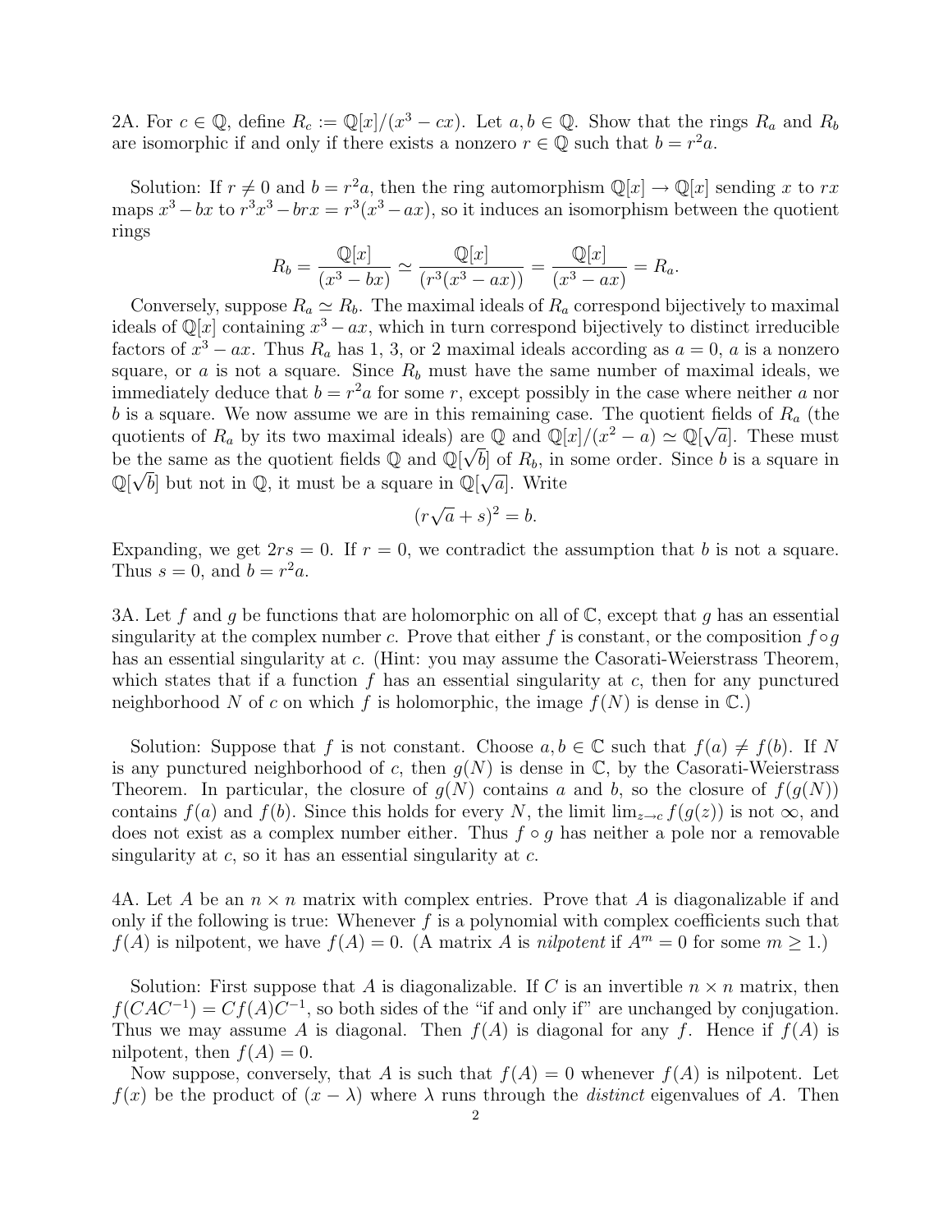2A. For $c \in \mathbb{Q}$, define $R_c := \mathbb{Q}[x]/(x^3 - cx)$. Let $a, b \in \mathbb{Q}$. Show that the rings $R_a$ and $R_b$ are isomorphic if and only if there exists a nonzero $r \in \mathbb{Q}$ such that $b = r^2 a$.

Solution: If $r \neq 0$ and $b = r^2 a$, then the ring automorphism $\mathbb{Q}[x] \to \mathbb{Q}[x]$ sending $x$ to $rx$ maps $x^3 - bx$ to $r^3x^3 - brx = r^3(x^3 - ax)$, so it induces an isomorphism between the quotient rings

$$R_b = \frac{\mathbb{Q}[x]}{(x^3 - bx)} \simeq \frac{\mathbb{Q}[x]}{(r^3(x^3 - ax))} = \frac{\mathbb{Q}[x]}{(x^3 - ax)} = R_a.$$

Conversely, suppose $R_a \simeq R_b$. The maximal ideals of $R_a$ correspond bijectively to maximal ideals of $\mathbb{Q}[x]$ containing $x^3 - ax$, which in turn correspond bijectively to distinct irreducible factors of $x^3 - ax$. Thus $R_a$ has 1, 3, or 2 maximal ideals according as $a = 0$, $a$ is a nonzero square, or $a$ is not a square. Since $R_b$ must have the same number of maximal ideals, we immediately deduce that $b = r^2 a$ for some $r$, except possibly in the case where neither $a$ nor $b$ is a square. We now assume we are in this remaining case. The quotient fields of $R_a$ (the quotients of $R_a$ by its two maximal ideals) are $\mathbb{Q}$ and $\mathbb{Q}[x]/(x^2 - a) \simeq \mathbb{Q}[\sqrt{a}]$. These must be the same as the quotient fields $\mathbb{Q}$ and $\mathbb{Q}[\sqrt{b}]$ of $R_b$, in some order. Since $b$ is a square in $\mathbb{Q}[\sqrt{b}]$ but not in $\mathbb{Q}$, it must be a square in $\mathbb{Q}[\sqrt{a}]$. Write

$$(r\sqrt{a} + s)^2 = b.$$

Expanding, we get $2rs = 0$. If $r = 0$, we contradict the assumption that $b$ is not a square. Thus $s = 0$, and $b = r^2 a$.

3A. Let $f$ and $g$ be functions that are holomorphic on all of $\mathbb{C}$, except that $g$ has an essential singularity at the complex number $c$. Prove that either $f$ is constant, or the composition $f \circ g$ has an essential singularity at $c$. (Hint: you may assume the Casorati-Weierstrass Theorem, which states that if a function $f$ has an essential singularity at $c$, then for any punctured neighborhood $N$ of $c$ on which $f$ is holomorphic, the image $f(N)$ is dense in $\mathbb{C}$.)

Solution: Suppose that $f$ is not constant. Choose $a, b \in \mathbb{C}$ such that $f(a) \neq f(b)$. If $N$ is any punctured neighborhood of $c$, then $g(N)$ is dense in $\mathbb{C}$, by the Casorati-Weierstrass Theorem. In particular, the closure of $g(N)$ contains $a$ and $b$, so the closure of $f(g(N))$ contains $f(a)$ and $f(b)$. Since this holds for every $N$, the limit $\lim_{z \to c} f(g(z))$ is not $\infty$, and does not exist as a complex number either. Thus $f \circ g$ has neither a pole nor a removable singularity at $c$, so it has an essential singularity at $c$.

4A. Let $A$ be an $n \times n$ matrix with complex entries. Prove that $A$ is diagonalizable if and only if the following is true: Whenever $f$ is a polynomial with complex coefficients such that $f(A)$ is nilpotent, we have $f(A) = 0$. (A matrix $A$ is *nilpotent* if $A^m = 0$ for some $m \geq 1$.)

Solution: First suppose that $A$ is diagonalizable. If $C$ is an invertible $n \times n$ matrix, then $f(CAC^{-1}) = Cf(A)C^{-1}$, so both sides of the "if and only if" are unchanged by conjugation. Thus we may assume $A$ is diagonal. Then $f(A)$ is diagonal for any $f$. Hence if $f(A)$ is nilpotent, then $f(A) = 0$.

Now suppose, conversely, that $A$ is such that $f(A) = 0$ whenever $f(A)$ is nilpotent. Let $f(x)$ be the product of $(x - \lambda)$ where $\lambda$ runs through the *distinct* eigenvalues of $A$. Then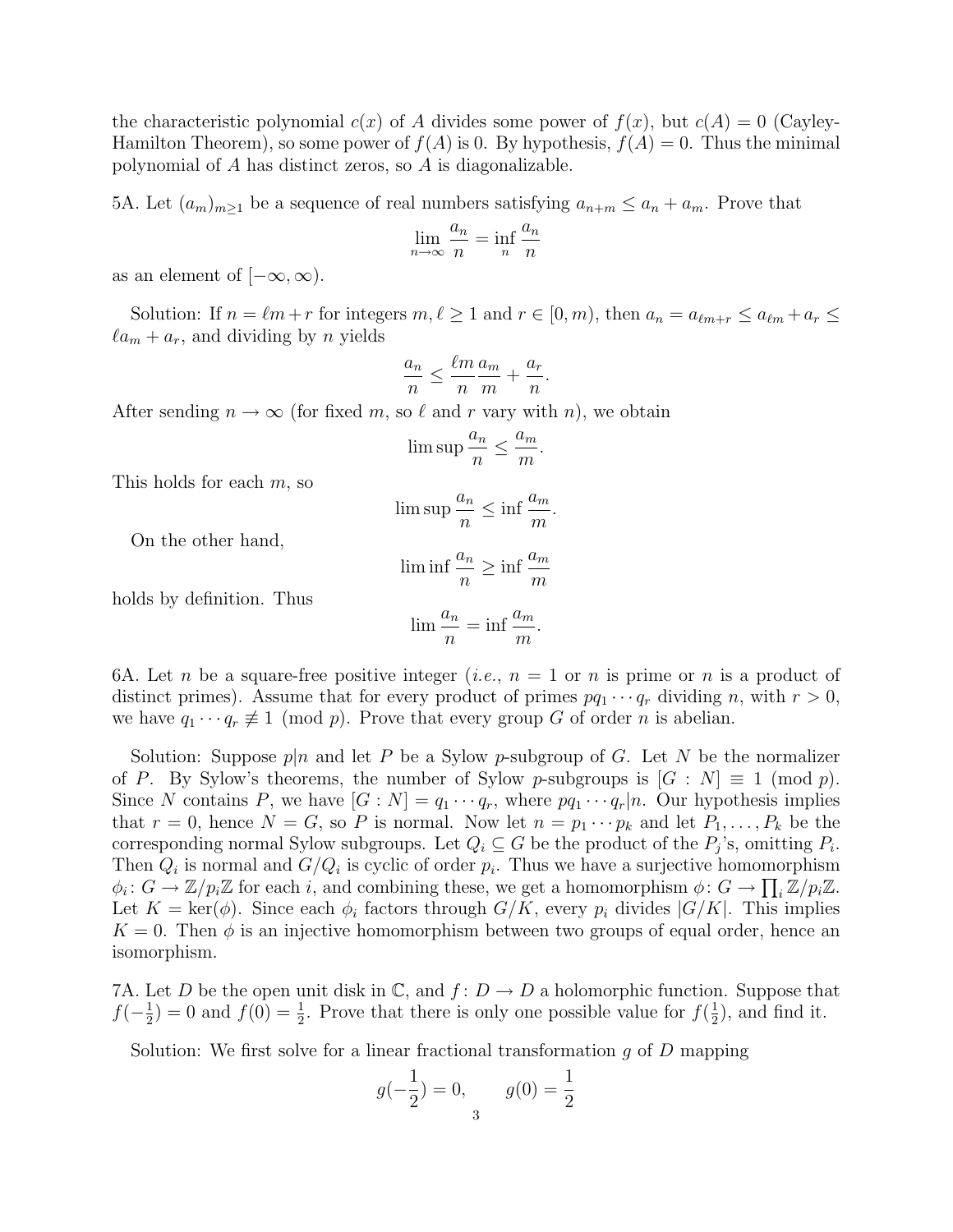the characteristic polynomial $c(x)$ of $A$ divides some power of $f(x)$, but $c(A) = 0$ (Cayley-Hamilton Theorem), so some power of $f(A)$ is 0. By hypothesis, $f(A) = 0$. Thus the minimal polynomial of $A$ has distinct zeros, so $A$ is diagonalizable.

5A. Let $(a_m)_{m\geq 1}$ be a sequence of real numbers satisfying $a_{n+m} \leq a_n + a_m$. Prove that

$$\lim_{n\to\infty} \frac{a_n}{n} = \inf_n \frac{a_n}{n}$$

as an element of $[-\infty, \infty)$.

Solution: If $n = \ell m + r$ for integers $m, \ell \geq 1$ and $r \in [0, m)$, then $a_n = a_{\ell m + r} \leq a_{\ell m} + a_r \leq \ell a_m + a_r$, and dividing by $n$ yields

$$\frac{a_n}{n} \leq \frac{\ell m}{n}\frac{a_m}{m} + \frac{a_r}{n}.$$

After sending $n \to \infty$ (for fixed $m$, so $\ell$ and $r$ vary with $n$), we obtain

$$\limsup \frac{a_n}{n} \leq \frac{a_m}{m}.$$

This holds for each $m$, so

$$\limsup \frac{a_n}{n} \leq \inf \frac{a_m}{m}.$$

On the other hand,

$$\liminf \frac{a_n}{n} \geq \inf \frac{a_m}{m}$$

holds by definition. Thus

$$\lim \frac{a_n}{n} = \inf \frac{a_m}{m}.$$

6A. Let $n$ be a square-free positive integer (*i.e.*, $n = 1$ or $n$ is prime or $n$ is a product of distinct primes). Assume that for every product of primes $pq_1 \cdots q_r$ dividing $n$, with $r > 0$, we have $q_1 \cdots q_r \not\equiv 1 \pmod{p}$. Prove that every group $G$ of order $n$ is abelian.

Solution: Suppose $p|n$ and let $P$ be a Sylow $p$-subgroup of $G$. Let $N$ be the normalizer of $P$. By Sylow's theorems, the number of Sylow $p$-subgroups is $[G : N] \equiv 1 \pmod{p}$. Since $N$ contains $P$, we have $[G : N] = q_1 \cdots q_r$, where $pq_1 \cdots q_r | n$. Our hypothesis implies that $r = 0$, hence $N = G$, so $P$ is normal. Now let $n = p_1 \cdots p_k$ and let $P_1, \ldots, P_k$ be the corresponding normal Sylow subgroups. Let $Q_i \subseteq G$ be the product of the $P_j$'s, omitting $P_i$. Then $Q_i$ is normal and $G/Q_i$ is cyclic of order $p_i$. Thus we have a surjective homomorphism $\phi_i \colon G \to \mathbb{Z}/p_i\mathbb{Z}$ for each $i$, and combining these, we get a homomorphism $\phi \colon G \to \prod_i \mathbb{Z}/p_i\mathbb{Z}$. Let $K = \ker(\phi)$. Since each $\phi_i$ factors through $G/K$, every $p_i$ divides $|G/K|$. This implies $K = 0$. Then $\phi$ is an injective homomorphism between two groups of equal order, hence an isomorphism.

7A. Let $D$ be the open unit disk in $\mathbb{C}$, and $f \colon D \to D$ a holomorphic function. Suppose that $f(-\frac{1}{2}) = 0$ and $f(0) = \frac{1}{2}$. Prove that there is only one possible value for $f(\frac{1}{2})$, and find it.

Solution: We first solve for a linear fractional transformation $g$ of $D$ mapping

$$g(-\frac{1}{2}) = 0, \qquad g(0) = \frac{1}{2}$$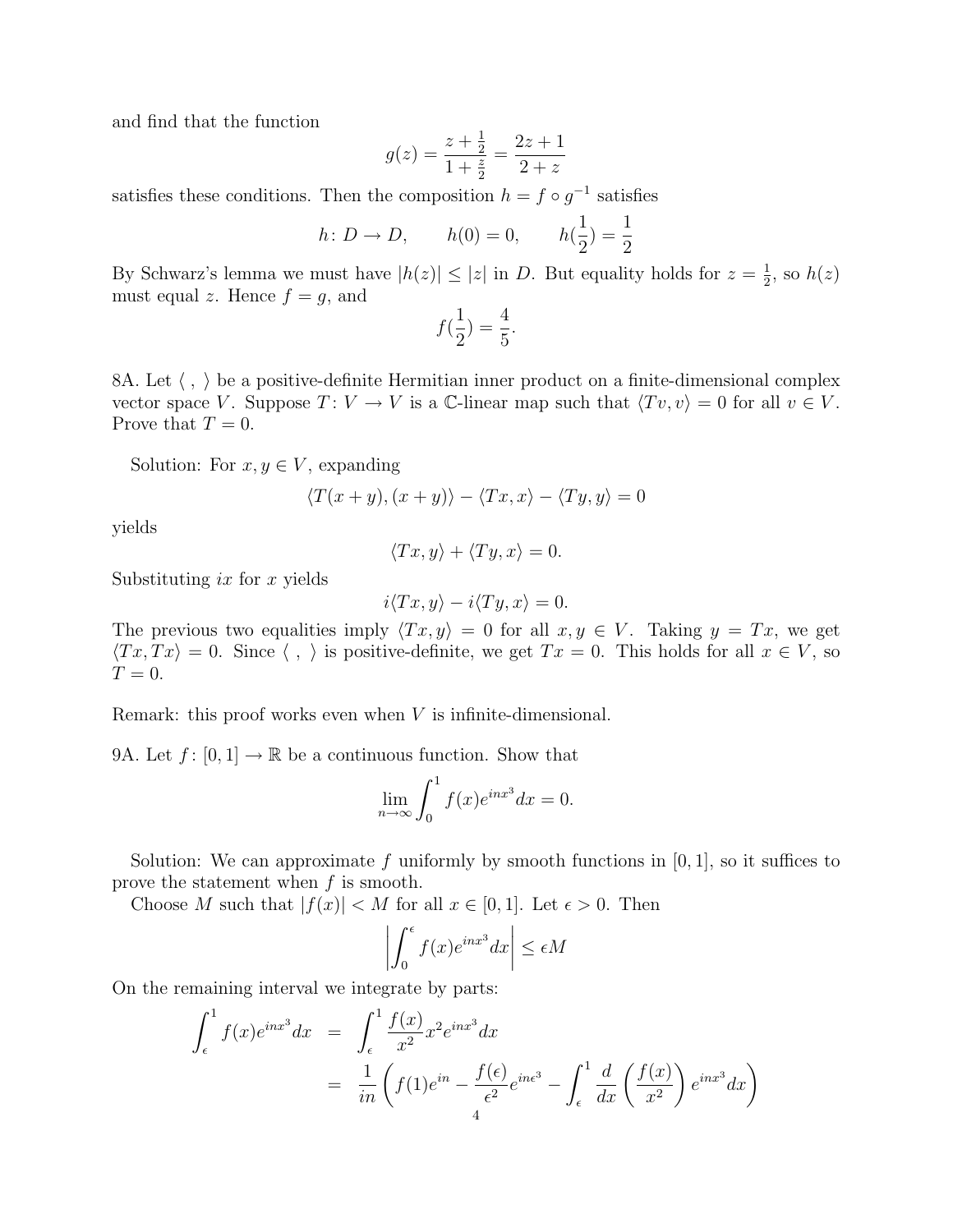and find that the function

$$g(z) = \frac{z + \frac{1}{2}}{1 + \frac{z}{2}} = \frac{2z + 1}{2 + z}$$

satisfies these conditions. Then the composition $h = f \circ g^{-1}$ satisfies

$$h \colon D \to D, \qquad h(0) = 0, \qquad h(\frac{1}{2}) = \frac{1}{2}$$

By Schwarz's lemma we must have $|h(z)| \leq |z|$ in $D$. But equality holds for $z = \frac{1}{2}$, so $h(z)$ must equal $z$. Hence $f = g$, and

$$f(\frac{1}{2}) = \frac{4}{5}.$$

8A. Let $\langle \ , \ \rangle$ be a positive-definite Hermitian inner product on a finite-dimensional complex vector space $V$. Suppose $T \colon V \to V$ is a $\mathbb{C}$-linear map such that $\langle Tv, v \rangle = 0$ for all $v \in V$. Prove that $T = 0$.

Solution: For $x, y \in V$, expanding

$$\langle T(x+y), (x+y) \rangle - \langle Tx, x \rangle - \langle Ty, y \rangle = 0$$

yields

$$\langle Tx, y \rangle + \langle Ty, x \rangle = 0.$$

Substituting $ix$ for $x$ yields

$$i\langle Tx, y \rangle - i\langle Ty, x \rangle = 0.$$

The previous two equalities imply $\langle Tx, y \rangle = 0$ for all $x, y \in V$. Taking $y = Tx$, we get $\langle Tx, Tx \rangle = 0$. Since $\langle \ , \ \rangle$ is positive-definite, we get $Tx = 0$. This holds for all $x \in V$, so $T = 0$.

Remark: this proof works even when $V$ is infinite-dimensional.

9A. Let $f \colon [0,1] \to \mathbb{R}$ be a continuous function. Show that

$$\lim_{n \to \infty} \int_0^1 f(x) e^{inx^3} dx = 0.$$

Solution: We can approximate $f$ uniformly by smooth functions in $[0,1]$, so it suffices to prove the statement when $f$ is smooth.

Choose $M$ such that $|f(x)| < M$ for all $x \in [0,1]$. Let $\epsilon > 0$. Then

$$\left| \int_0^\epsilon f(x) e^{inx^3} dx \right| \leq \epsilon M$$

On the remaining interval we integrate by parts:

$$\begin{aligned}
\int_\epsilon^1 f(x) e^{inx^3} dx &= \int_\epsilon^1 \frac{f(x)}{x^2} x^2 e^{inx^3} dx \\
&= \frac{1}{in} \left( f(1) e^{in} - \frac{f(\epsilon)}{\epsilon^2} e^{in\epsilon^3} - \int_\epsilon^1 \frac{d}{dx} \left( \frac{f(x)}{x^2} \right) e^{inx^3} dx \right)
\end{aligned}$$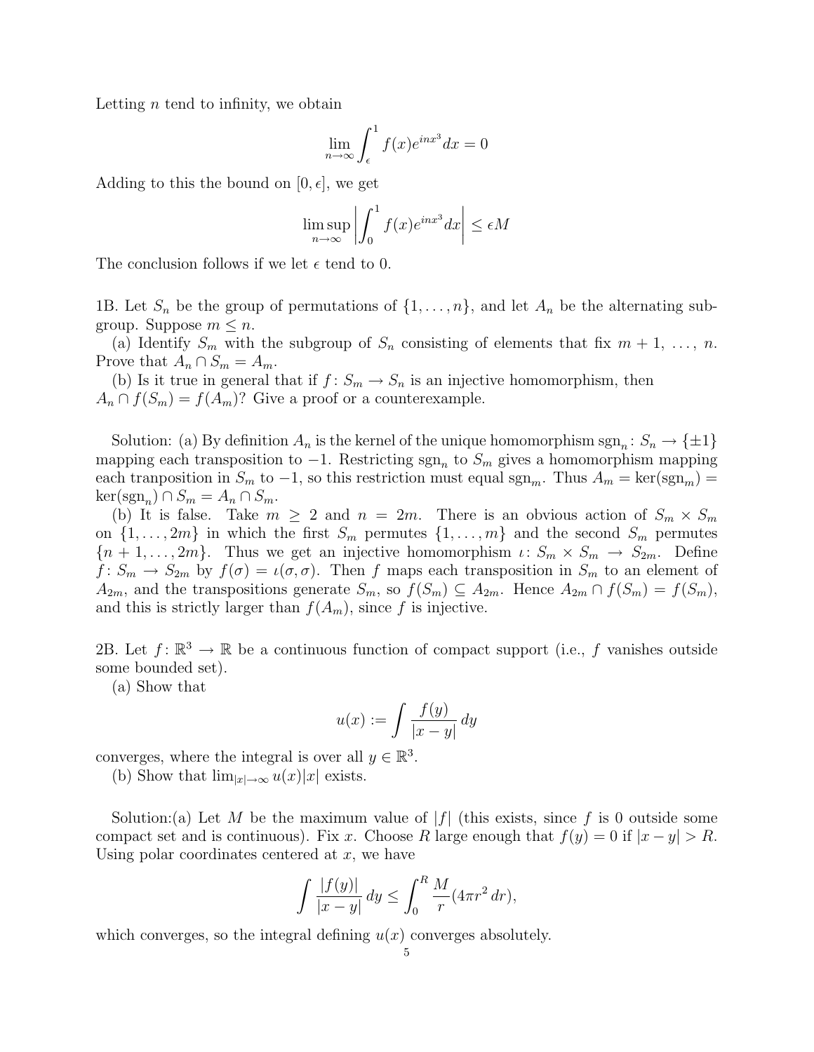Letting $n$ tend to infinity, we obtain

$$\lim_{n\to\infty} \int_{\epsilon}^{1} f(x)e^{inx^3}\,dx = 0$$

Adding to this the bound on $[0,\epsilon]$, we get

$$\limsup_{n\to\infty} \left| \int_0^1 f(x)e^{inx^3}\,dx \right| \le \epsilon M$$

The conclusion follows if we let $\epsilon$ tend to 0.

1B. Let $S_n$ be the group of permutations of $\{1,\ldots,n\}$, and let $A_n$ be the alternating subgroup. Suppose $m \le n$.

(a) Identify $S_m$ with the subgroup of $S_n$ consisting of elements that fix $m+1, \ldots, n$. Prove that $A_n \cap S_m = A_m$.

(b) Is it true in general that if $f\colon S_m \to S_n$ is an injective homomorphism, then $A_n \cap f(S_m) = f(A_m)$? Give a proof or a counterexample.

Solution: (a) By definition $A_n$ is the kernel of the unique homomorphism $\operatorname{sgn}_n\colon S_n \to \{\pm 1\}$ mapping each transposition to $-1$. Restricting $\operatorname{sgn}_n$ to $S_m$ gives a homomorphism mapping each tranposition in $S_m$ to $-1$, so this restriction must equal $\operatorname{sgn}_m$. Thus $A_m = \ker(\operatorname{sgn}_m) = \ker(\operatorname{sgn}_n) \cap S_m = A_n \cap S_m$.

(b) It is false. Take $m \ge 2$ and $n = 2m$. There is an obvious action of $S_m \times S_m$ on $\{1,\ldots,2m\}$ in which the first $S_m$ permutes $\{1,\ldots,m\}$ and the second $S_m$ permutes $\{n+1,\ldots,2m\}$. Thus we get an injective homomorphism $\iota\colon S_m \times S_m \to S_{2m}$. Define $f\colon S_m \to S_{2m}$ by $f(\sigma) = \iota(\sigma,\sigma)$. Then $f$ maps each transposition in $S_m$ to an element of $A_{2m}$, and the transpositions generate $S_m$, so $f(S_m) \subseteq A_{2m}$. Hence $A_{2m} \cap f(S_m) = f(S_m)$, and this is strictly larger than $f(A_m)$, since $f$ is injective.

2B. Let $f\colon \mathbb{R}^3 \to \mathbb{R}$ be a continuous function of compact support (i.e., $f$ vanishes outside some bounded set).

(a) Show that

$$u(x) := \int \frac{f(y)}{|x-y|}\,dy$$

converges, where the integral is over all $y \in \mathbb{R}^3$.

(b) Show that $\lim_{|x|\to\infty} u(x)|x|$ exists.

Solution:(a) Let $M$ be the maximum value of $|f|$ (this exists, since $f$ is 0 outside some compact set and is continuous). Fix $x$. Choose $R$ large enough that $f(y) = 0$ if $|x-y| > R$. Using polar coordinates centered at $x$, we have

$$\int \frac{|f(y)|}{|x-y|}\,dy \le \int_0^R \frac{M}{r}(4\pi r^2\,dr),$$

which converges, so the integral defining $u(x)$ converges absolutely.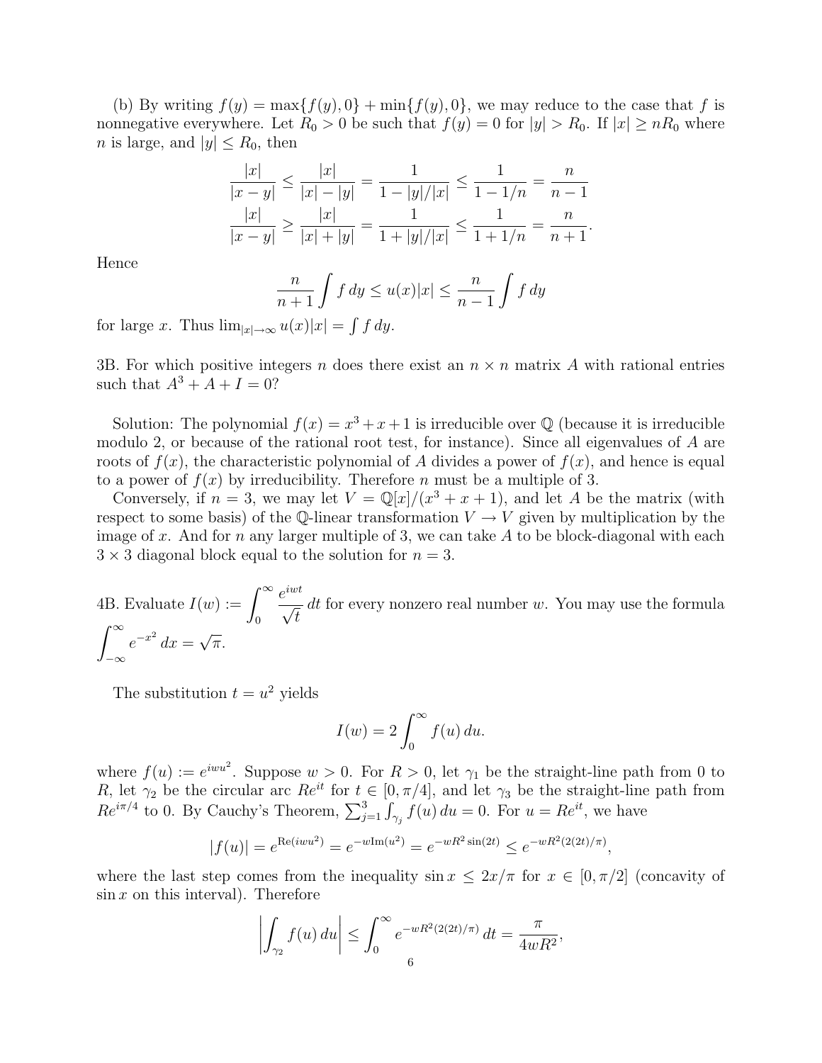(b) By writing $f(y) = \max\{f(y), 0\} + \min\{f(y), 0\}$, we may reduce to the case that $f$ is nonnegative everywhere. Let $R_0 > 0$ be such that $f(y) = 0$ for $|y| > R_0$. If $|x| \geq nR_0$ where $n$ is large, and $|y| \leq R_0$, then

$$\frac{|x|}{|x-y|} \leq \frac{|x|}{|x|-|y|} = \frac{1}{1-|y|/|x|} \leq \frac{1}{1-1/n} = \frac{n}{n-1}$$

$$\frac{|x|}{|x-y|} \geq \frac{|x|}{|x|+|y|} = \frac{1}{1+|y|/|x|} \leq \frac{1}{1+1/n} = \frac{n}{n+1}.$$

Hence

$$\frac{n}{n+1}\int f\,dy \leq u(x)|x| \leq \frac{n}{n-1}\int f\,dy$$

for large $x$. Thus $\lim_{|x|\to\infty} u(x)|x| = \int f\,dy$.

3B. For which positive integers $n$ does there exist an $n \times n$ matrix $A$ with rational entries such that $A^3 + A + I = 0$?

Solution: The polynomial $f(x) = x^3 + x + 1$ is irreducible over $\mathbb{Q}$ (because it is irreducible modulo 2, or because of the rational root test, for instance). Since all eigenvalues of $A$ are roots of $f(x)$, the characteristic polynomial of $A$ divides a power of $f(x)$, and hence is equal to a power of $f(x)$ by irreducibility. Therefore $n$ must be a multiple of 3.

Conversely, if $n = 3$, we may let $V = \mathbb{Q}[x]/(x^3 + x + 1)$, and let $A$ be the matrix (with respect to some basis) of the $\mathbb{Q}$-linear transformation $V \to V$ given by multiplication by the image of $x$. And for $n$ any larger multiple of 3, we can take $A$ to be block-diagonal with each $3 \times 3$ diagonal block equal to the solution for $n = 3$.

4B. Evaluate $I(w) := \displaystyle\int_0^\infty \frac{e^{iwt}}{\sqrt{t}}\,dt$ for every nonzero real number $w$. You may use the formula $\displaystyle\int_{-\infty}^\infty e^{-x^2}\,dx = \sqrt{\pi}$.

The substitution $t = u^2$ yields

$$I(w) = 2\int_0^\infty f(u)\,du.$$

where $f(u) := e^{iwu^2}$. Suppose $w > 0$. For $R > 0$, let $\gamma_1$ be the straight-line path from 0 to $R$, let $\gamma_2$ be the circular arc $Re^{it}$ for $t \in [0, \pi/4]$, and let $\gamma_3$ be the straight-line path from $Re^{i\pi/4}$ to 0. By Cauchy's Theorem, $\sum_{j=1}^3 \int_{\gamma_j} f(u)\,du = 0$. For $u = Re^{it}$, we have

$$|f(u)| = e^{\mathrm{Re}(iwu^2)} = e^{-w\mathrm{Im}(u^2)} = e^{-wR^2\sin(2t)} \leq e^{-wR^2(2(2t)/\pi)},$$

where the last step comes from the inequality $\sin x \leq 2x/\pi$ for $x \in [0, \pi/2]$ (concavity of $\sin x$ on this interval). Therefore

$$\left|\int_{\gamma_2} f(u)\,du\right| \leq \int_0^\infty e^{-wR^2(2(2t)/\pi)}\,dt = \frac{\pi}{4wR^2},$$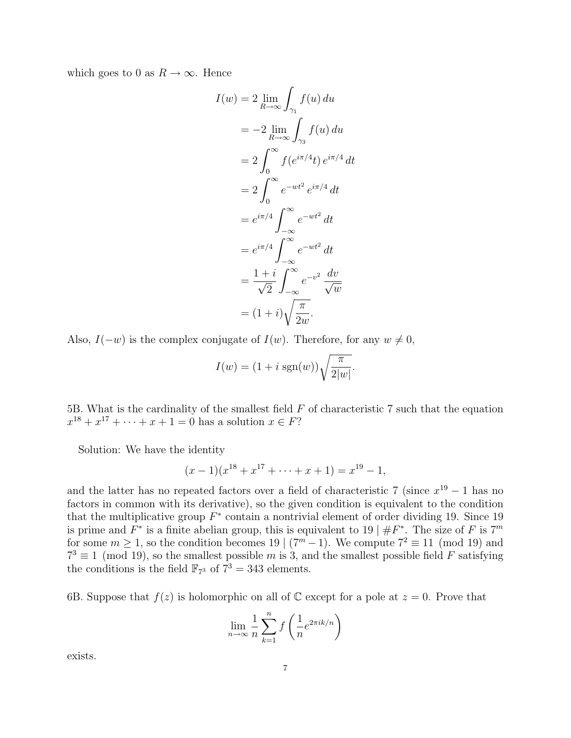which goes to 0 as $R \to \infty$. Hence

$$
\begin{aligned}
I(w) &= 2 \lim_{R\to\infty} \int_{\gamma_1} f(u)\, du \\
&= -2 \lim_{R\to\infty} \int_{\gamma_3} f(u)\, du \\
&= 2 \int_0^\infty f(e^{i\pi/4} t)\, e^{i\pi/4}\, dt \\
&= 2 \int_0^\infty e^{-wt^2}\, e^{i\pi/4}\, dt \\
&= e^{i\pi/4} \int_{-\infty}^\infty e^{-wt^2}\, dt \\
&= e^{i\pi/4} \int_{-\infty}^\infty e^{-wt^2}\, dt \\
&= \frac{1+i}{\sqrt{2}} \int_{-\infty}^\infty e^{-v^2}\, \frac{dv}{\sqrt{w}} \\
&= (1+i)\sqrt{\frac{\pi}{2w}}.
\end{aligned}
$$

Also, $I(-w)$ is the complex conjugate of $I(w)$. Therefore, for any $w \neq 0$,

$$
I(w) = (1 + i\ \mathrm{sgn}(w))\sqrt{\frac{\pi}{2|w|}}.
$$

5B. What is the cardinality of the smallest field $F$ of characteristic 7 such that the equation $x^{18} + x^{17} + \cdots + x + 1 = 0$ has a solution $x \in F$?

Solution: We have the identity

$$
(x-1)(x^{18} + x^{17} + \cdots + x + 1) = x^{19} - 1,
$$

and the latter has no repeated factors over a field of characteristic 7 (since $x^{19} - 1$ has no factors in common with its derivative), so the given condition is equivalent to the condition that the multiplicative group $F^*$ contain a nontrivial element of order dividing 19. Since 19 is prime and $F^*$ is a finite abelian group, this is equivalent to $19 \mid \#F^*$. The size of $F$ is $7^m$ for some $m \geq 1$, so the condition becomes $19 \mid (7^m - 1)$. We compute $7^2 \equiv 11 \pmod{19}$ and $7^3 \equiv 1 \pmod{19}$, so the smallest possible $m$ is 3, and the smallest possible field $F$ satisfying the conditions is the field $\mathbb{F}_{7^3}$ of $7^3 = 343$ elements.

6B. Suppose that $f(z)$ is holomorphic on all of $\mathbb{C}$ except for a pole at $z = 0$. Prove that

$$
\lim_{n\to\infty} \frac{1}{n} \sum_{k=1}^{n} f\left(\frac{1}{n} e^{2\pi i k/n}\right)
$$

exists.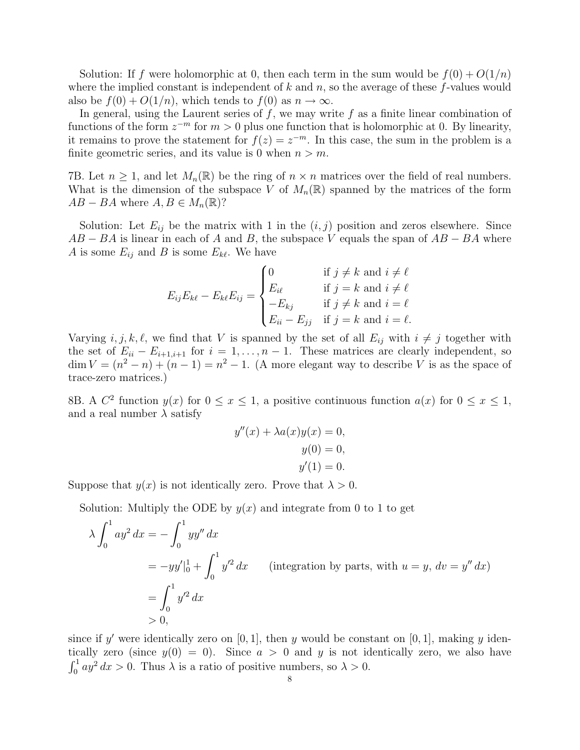Solution: If $f$ were holomorphic at 0, then each term in the sum would be $f(0) + O(1/n)$ where the implied constant is independent of $k$ and $n$, so the average of these $f$-values would also be $f(0) + O(1/n)$, which tends to $f(0)$ as $n \to \infty$.

In general, using the Laurent series of $f$, we may write $f$ as a finite linear combination of functions of the form $z^{-m}$ for $m > 0$ plus one function that is holomorphic at 0. By linearity, it remains to prove the statement for $f(z) = z^{-m}$. In this case, the sum in the problem is a finite geometric series, and its value is 0 when $n > m$.

7B. Let $n \geq 1$, and let $M_n(\mathbb{R})$ be the ring of $n \times n$ matrices over the field of real numbers. What is the dimension of the subspace $V$ of $M_n(\mathbb{R})$ spanned by the matrices of the form $AB - BA$ where $A, B \in M_n(\mathbb{R})$?

Solution: Let $E_{ij}$ be the matrix with 1 in the $(i,j)$ position and zeros elsewhere. Since $AB - BA$ is linear in each of $A$ and $B$, the subspace $V$ equals the span of $AB - BA$ where $A$ is some $E_{ij}$ and $B$ is some $E_{k\ell}$. We have

$$E_{ij}E_{k\ell} - E_{k\ell}E_{ij} = \begin{cases} 0 & \text{if } j \neq k \text{ and } i \neq \ell \\ E_{i\ell} & \text{if } j = k \text{ and } i \neq \ell \\ -E_{kj} & \text{if } j \neq k \text{ and } i = \ell \\ E_{ii} - E_{jj} & \text{if } j = k \text{ and } i = \ell. \end{cases}$$

Varying $i, j, k, \ell$, we find that $V$ is spanned by the set of all $E_{ij}$ with $i \neq j$ together with the set of $E_{ii} - E_{i+1,i+1}$ for $i = 1, \ldots, n-1$. These matrices are clearly independent, so $\dim V = (n^2 - n) + (n - 1) = n^2 - 1$. (A more elegant way to describe $V$ is as the space of trace-zero matrices.)

8B. A $C^2$ function $y(x)$ for $0 \leq x \leq 1$, a positive continuous function $a(x)$ for $0 \leq x \leq 1$, and a real number $\lambda$ satisfy

$$y''(x) + \lambda a(x) y(x) = 0,$$
$$y(0) = 0,$$
$$y'(1) = 0.$$

Suppose that $y(x)$ is not identically zero. Prove that $\lambda > 0$.

Solution: Multiply the ODE by $y(x)$ and integrate from 0 to 1 to get

$$\begin{aligned} \lambda \int_0^1 ay^2\, dx &= -\int_0^1 yy''\, dx \\ &= -yy'|_0^1 + \int_0^1 y'^2\, dx \qquad \text{(integration by parts, with } u = y,\ dv = y''\, dx) \\ &= \int_0^1 y'^2\, dx \\ &> 0, \end{aligned}$$

since if $y'$ were identically zero on $[0,1]$, then $y$ would be constant on $[0,1]$, making $y$ identically zero (since $y(0) = 0$). Since $a > 0$ and $y$ is not identically zero, we also have $\int_0^1 ay^2\, dx > 0$. Thus $\lambda$ is a ratio of positive numbers, so $\lambda > 0$.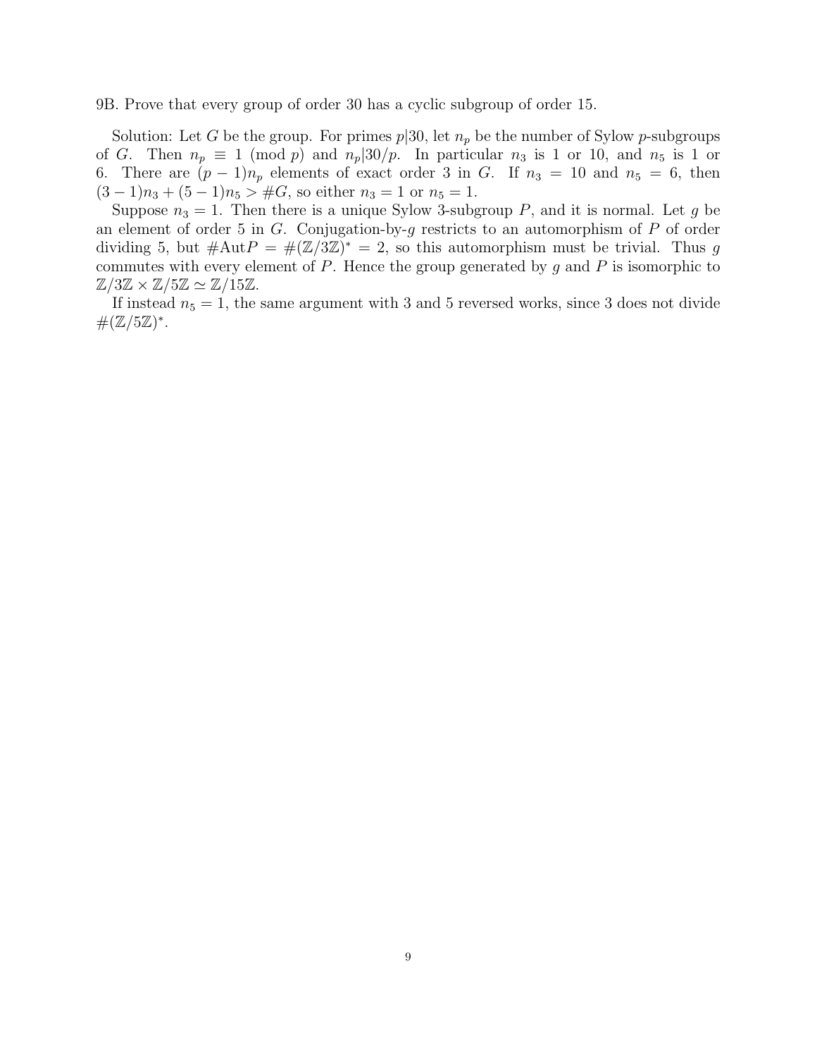9B. Prove that every group of order 30 has a cyclic subgroup of order 15.

Solution: Let $G$ be the group. For primes $p|30$, let $n_p$ be the number of Sylow $p$-subgroups of $G$. Then $n_p \equiv 1 \pmod{p}$ and $n_p | 30/p$. In particular $n_3$ is 1 or 10, and $n_5$ is 1 or 6. There are $(p-1)n_p$ elements of exact order 3 in $G$. If $n_3 = 10$ and $n_5 = 6$, then $(3-1)n_3 + (5-1)n_5 > \#G$, so either $n_3 = 1$ or $n_5 = 1$.

Suppose $n_3 = 1$. Then there is a unique Sylow 3-subgroup $P$, and it is normal. Let $g$ be an element of order 5 in $G$. Conjugation-by-$g$ restricts to an automorphism of $P$ of order dividing 5, but $\#\mathrm{Aut}P = \#(\mathbb{Z}/3\mathbb{Z})^* = 2$, so this automorphism must be trivial. Thus $g$ commutes with every element of $P$. Hence the group generated by $g$ and $P$ is isomorphic to $\mathbb{Z}/3\mathbb{Z} \times \mathbb{Z}/5\mathbb{Z} \simeq \mathbb{Z}/15\mathbb{Z}$.

If instead $n_5 = 1$, the same argument with 3 and 5 reversed works, since 3 does not divide $\#(\mathbb{Z}/5\mathbb{Z})^*$.